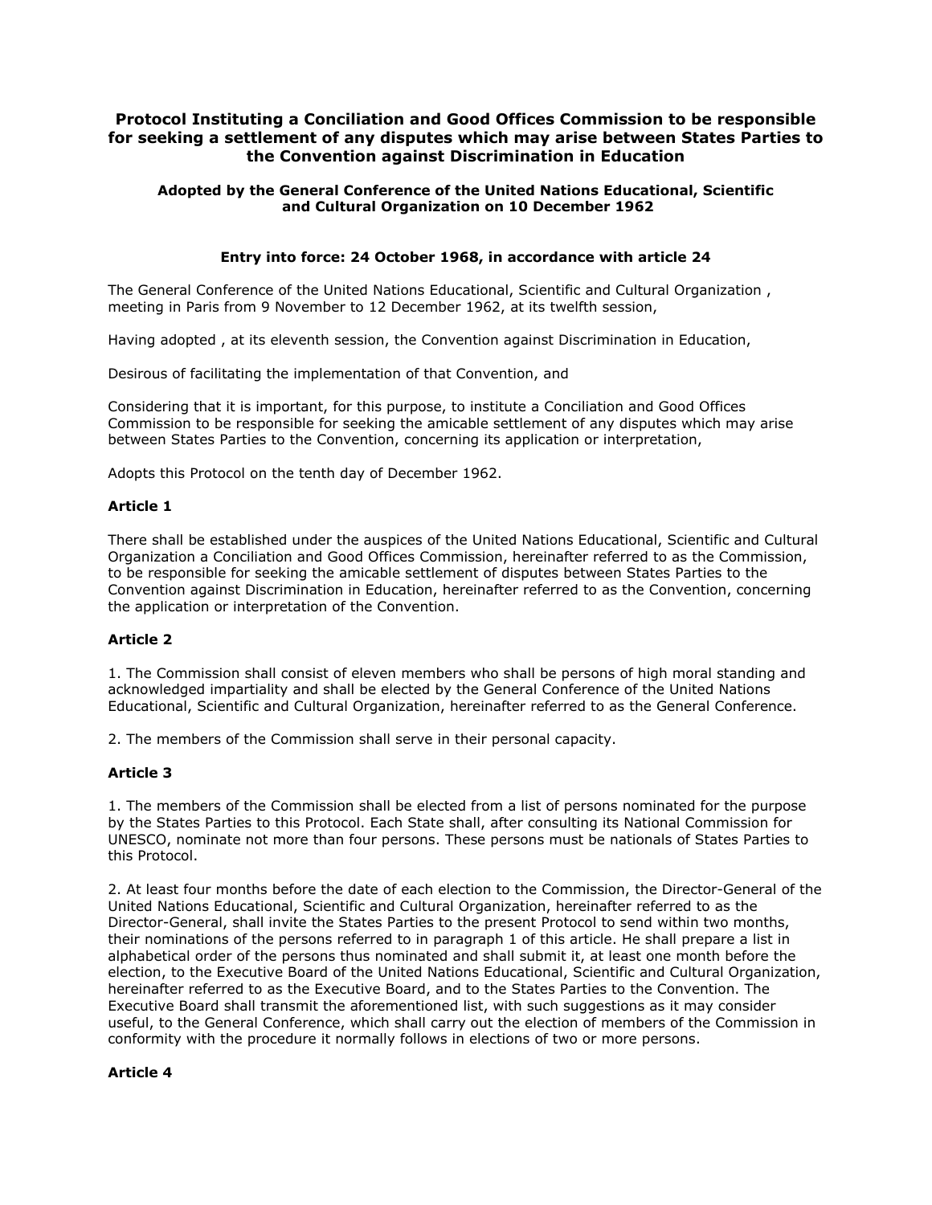# Protocol Instituting a Conciliation and Good Offices Commission to be responsible for seeking a settlement of any disputes which may arise between States Parties to the Convention against Discrimination in Education

### Adopted by the General Conference of the United Nations Educational, Scientific and Cultural Organization on 10 December 1962

### Entry into force: 24 October 1968, in accordance with article 24

The General Conference of the United Nations Educational, Scientific and Cultural Organization , meeting in Paris from 9 November to 12 December 1962, at its twelfth session,

Having adopted , at its eleventh session, the Convention against Discrimination in Education,

Desirous of facilitating the implementation of that Convention, and

Considering that it is important, for this purpose, to institute a Conciliation and Good Offices Commission to be responsible for seeking the amicable settlement of any disputes which may arise between States Parties to the Convention, concerning its application or interpretation,

Adopts this Protocol on the tenth day of December 1962.

**Article 1**

There shall be established under the auspices of the United Nations Educational, Scientific and Cultural Organization a Conciliation and Good Offices Commission, hereinafter referred to as the Commission, to be responsible for seeking the amicable settlement of disputes between States Parties to the Convention against Discrimination in Education, hereinafter referred to as the Convention, concerning the application or interpretation of the Convention.

**Article 2**

1. The Commission shall consist of eleven members who shall be persons of high moral standing and acknowledged impartiality and shall be elected by the General Conference of the United Nations Educational, Scientific and Cultural Organization, hereinafter referred to as the General Conference.

2. The members of the Commission shall serve in their personal capacity.

**Article 3**

1. The members of the Commission shall be elected from a list of persons nominated for the purpose by the States Parties to this Protocol. Each State shall, after consulting its National Commission for UNESCO, nominate not more than four persons. These persons must be nationals of States Parties to this Protocol.

2. At least four months before the date of each election to the Commission, the Director-General of the United Nations Educational, Scientific and Cultural Organization, hereinafter referred to as the Director-General, shall invite the States Parties to the present Protocol to send within two months, their nominations of the persons referred to in paragraph 1 of this article. He shall prepare a list in alphabetical order of the persons thus nominated and shall submit it, at least one month before the election, to the Executive Board of the United Nations Educational, Scientific and Cultural Organization, hereinafter referred to as the Executive Board, and to the States Parties to the Convention. The Executive Board shall transmit the aforementioned list, with such suggestions as it may consider useful, to the General Conference, which shall carry out the election of members of the Commission in conformity with the procedure it normally follows in elections of two or more persons.

**Article 4**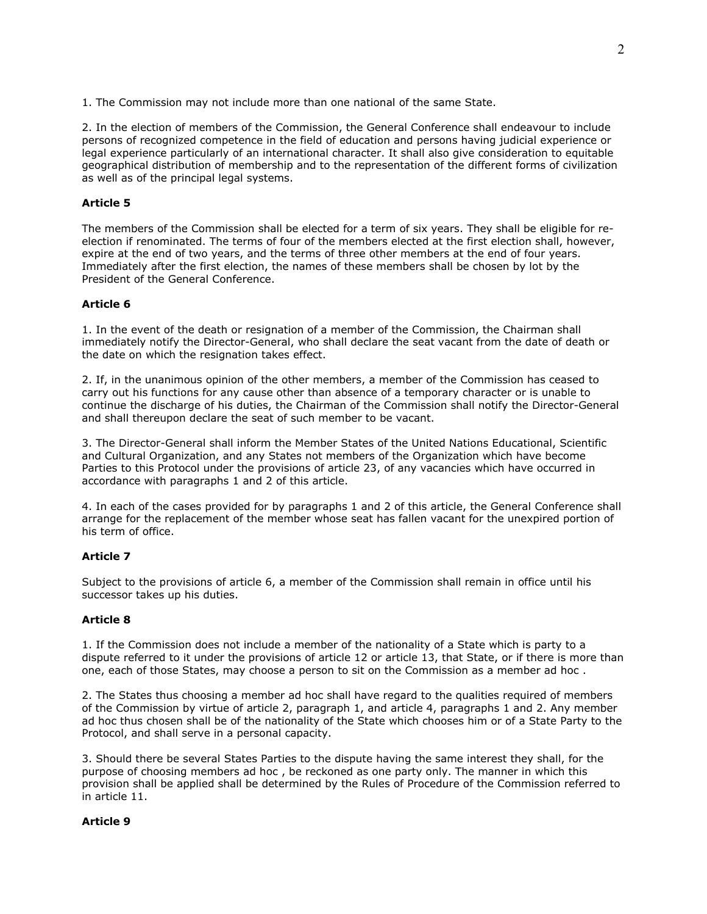1. The Commission may not include more than one national of the same State.

2. In the election of members of the Commission, the General Conference shall endeavour to include persons of recognized competence in the field of education and persons having judicial experience or legal experience particularly of an international character. It shall also give consideration to equitable geographical distribution of membership and to the representation of the different forms of civilization as well as of the principal legal systems.

**Article 5**

The members of the Commission shall be elected for a term of six years. They shall be eligible for re-election if renominated. The terms of four of the members elected at the first election shall, however, expire at the end of two years, and the terms of three other members at the end of four years. Immediately after the first election, the names of these members shall be chosen by lot by the President of the General Conference.

**Article 6**

1. In the event of the death or resignation of a member of the Commission, the Chairman shall immediately notify the Director-General, who shall declare the seat vacant from the date of death or the date on which the resignation takes effect.

2. If, in the unanimous opinion of the other members, a member of the Commission has ceased to carry out his functions for any cause other than absence of a temporary character or is unable to continue the discharge of his duties, the Chairman of the Commission shall notify the Director-General and shall thereupon declare the seat of such member to be vacant.

3. The Director-General shall inform the Member States of the United Nations Educational, Scientific and Cultural Organization, and any States not members of the Organization which have become Parties to this Protocol under the provisions of article 23, of any vacancies which have occurred in accordance with paragraphs 1 and 2 of this article.

4. In each of the cases provided for by paragraphs 1 and 2 of this article, the General Conference shall arrange for the replacement of the member whose seat has fallen vacant for the unexpired portion of his term of office.

**Article 7**

Subject to the provisions of article 6, a member of the Commission shall remain in office until his successor takes up his duties.

**Article 8**

1. If the Commission does not include a member of the nationality of a State which is party to a dispute referred to it under the provisions of article 12 or article 13, that State, or if there is more than one, each of those States, may choose a person to sit on the Commission as a member ad hoc .

2. The States thus choosing a member ad hoc shall have regard to the qualities required of members of the Commission by virtue of article 2, paragraph 1, and article 4, paragraphs 1 and 2. Any member ad hoc thus chosen shall be of the nationality of the State which chooses him or of a State Party to the Protocol, and shall serve in a personal capacity.

3. Should there be several States Parties to the dispute having the same interest they shall, for the purpose of choosing members ad hoc , be reckoned as one party only. The manner in which this provision shall be applied shall be determined by the Rules of Procedure of the Commission referred to in article 11.

**Article 9**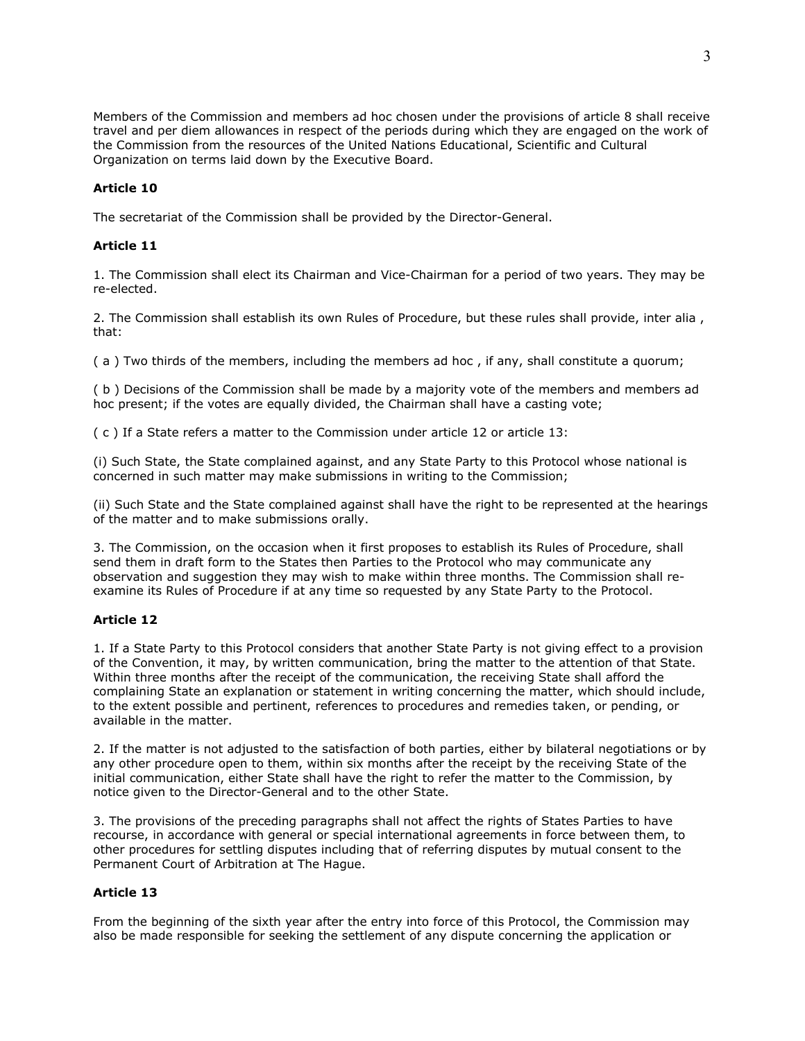Members of the Commission and members ad hoc chosen under the provisions of article 8 shall receive travel and per diem allowances in respect of the periods during which they are engaged on the work of the Commission from the resources of the United Nations Educational, Scientific and Cultural Organization on terms laid down by the Executive Board.

**Article 10**

The secretariat of the Commission shall be provided by the Director-General.

**Article 11**

1. The Commission shall elect its Chairman and Vice-Chairman for a period of two years. They may be re-elected.

2. The Commission shall establish its own Rules of Procedure, but these rules shall provide, inter alia , that:

( a ) Two thirds of the members, including the members ad hoc , if any, shall constitute a quorum;

( b ) Decisions of the Commission shall be made by a majority vote of the members and members ad hoc present; if the votes are equally divided, the Chairman shall have a casting vote;

( c ) If a State refers a matter to the Commission under article 12 or article 13:

(i) Such State, the State complained against, and any State Party to this Protocol whose national is concerned in such matter may make submissions in writing to the Commission;

(ii) Such State and the State complained against shall have the right to be represented at the hearings of the matter and to make submissions orally.

3. The Commission, on the occasion when it first proposes to establish its Rules of Procedure, shall send them in draft form to the States then Parties to the Protocol who may communicate any observation and suggestion they may wish to make within three months. The Commission shall re-examine its Rules of Procedure if at any time so requested by any State Party to the Protocol.

**Article 12**

1. If a State Party to this Protocol considers that another State Party is not giving effect to a provision of the Convention, it may, by written communication, bring the matter to the attention of that State. Within three months after the receipt of the communication, the receiving State shall afford the complaining State an explanation or statement in writing concerning the matter, which should include, to the extent possible and pertinent, references to procedures and remedies taken, or pending, or available in the matter.

2. If the matter is not adjusted to the satisfaction of both parties, either by bilateral negotiations or by any other procedure open to them, within six months after the receipt by the receiving State of the initial communication, either State shall have the right to refer the matter to the Commission, by notice given to the Director-General and to the other State.

3. The provisions of the preceding paragraphs shall not affect the rights of States Parties to have recourse, in accordance with general or special international agreements in force between them, to other procedures for settling disputes including that of referring disputes by mutual consent to the Permanent Court of Arbitration at The Hague.

**Article 13**

From the beginning of the sixth year after the entry into force of this Protocol, the Commission may also be made responsible for seeking the settlement of any dispute concerning the application or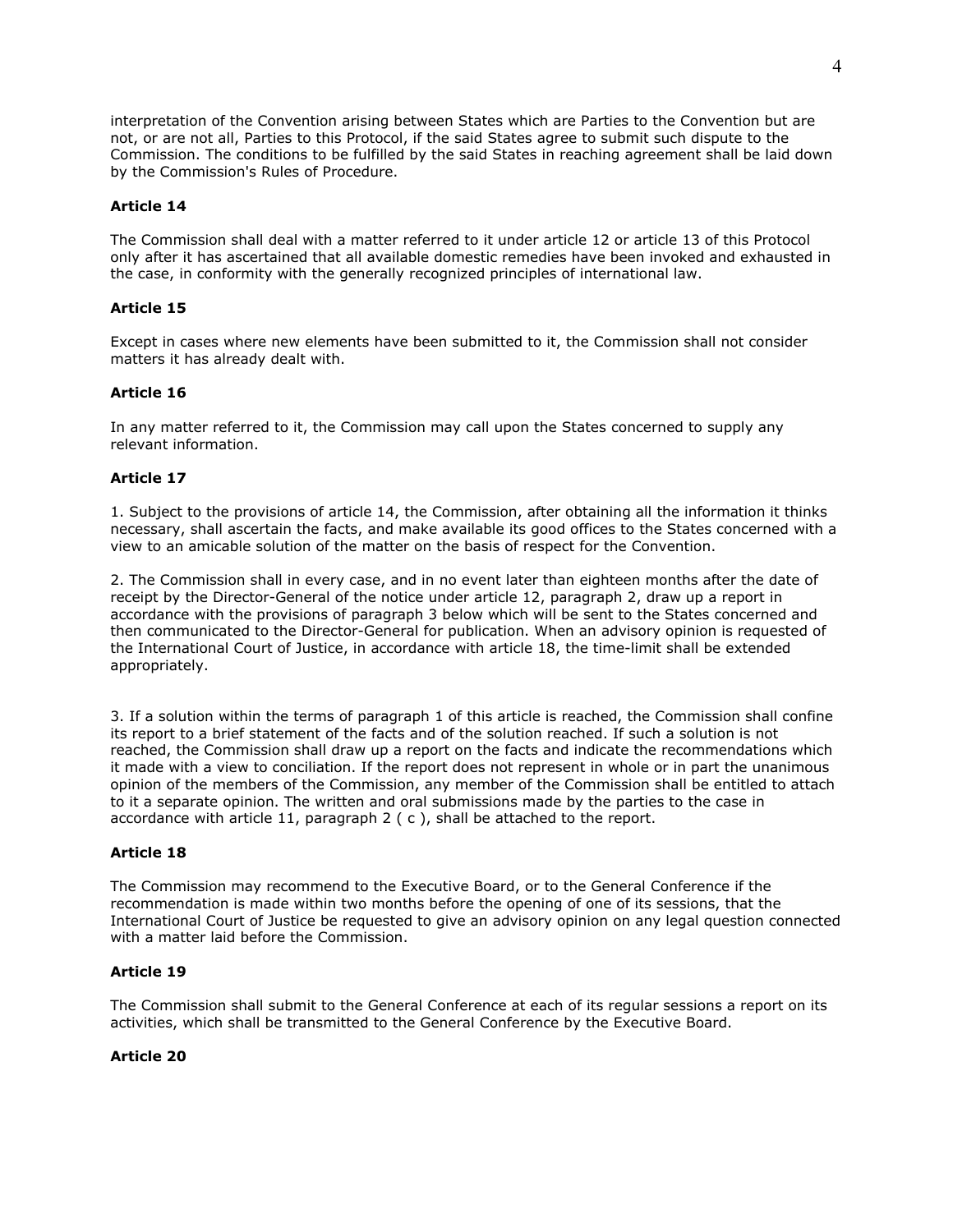interpretation of the Convention arising between States which are Parties to the Convention but are not, or are not all, Parties to this Protocol, if the said States agree to submit such dispute to the Commission. The conditions to be fulfilled by the said States in reaching agreement shall be laid down by the Commission's Rules of Procedure.

**Article 14**

The Commission shall deal with a matter referred to it under article 12 or article 13 of this Protocol only after it has ascertained that all available domestic remedies have been invoked and exhausted in the case, in conformity with the generally recognized principles of international law.

**Article 15**

Except in cases where new elements have been submitted to it, the Commission shall not consider matters it has already dealt with.

**Article 16**

In any matter referred to it, the Commission may call upon the States concerned to supply any relevant information.

**Article 17**

1. Subject to the provisions of article 14, the Commission, after obtaining all the information it thinks necessary, shall ascertain the facts, and make available its good offices to the States concerned with a view to an amicable solution of the matter on the basis of respect for the Convention.

2. The Commission shall in every case, and in no event later than eighteen months after the date of receipt by the Director-General of the notice under article 12, paragraph 2, draw up a report in accordance with the provisions of paragraph 3 below which will be sent to the States concerned and then communicated to the Director-General for publication. When an advisory opinion is requested of the International Court of Justice, in accordance with article 18, the time-limit shall be extended appropriately.

3. If a solution within the terms of paragraph 1 of this article is reached, the Commission shall confine its report to a brief statement of the facts and of the solution reached. If such a solution is not reached, the Commission shall draw up a report on the facts and indicate the recommendations which it made with a view to conciliation. If the report does not represent in whole or in part the unanimous opinion of the members of the Commission, any member of the Commission shall be entitled to attach to it a separate opinion. The written and oral submissions made by the parties to the case in accordance with article 11, paragraph 2 ( c ), shall be attached to the report.

**Article 18**

The Commission may recommend to the Executive Board, or to the General Conference if the recommendation is made within two months before the opening of one of its sessions, that the International Court of Justice be requested to give an advisory opinion on any legal question connected with a matter laid before the Commission.

**Article 19**

The Commission shall submit to the General Conference at each of its regular sessions a report on its activities, which shall be transmitted to the General Conference by the Executive Board.

**Article 20**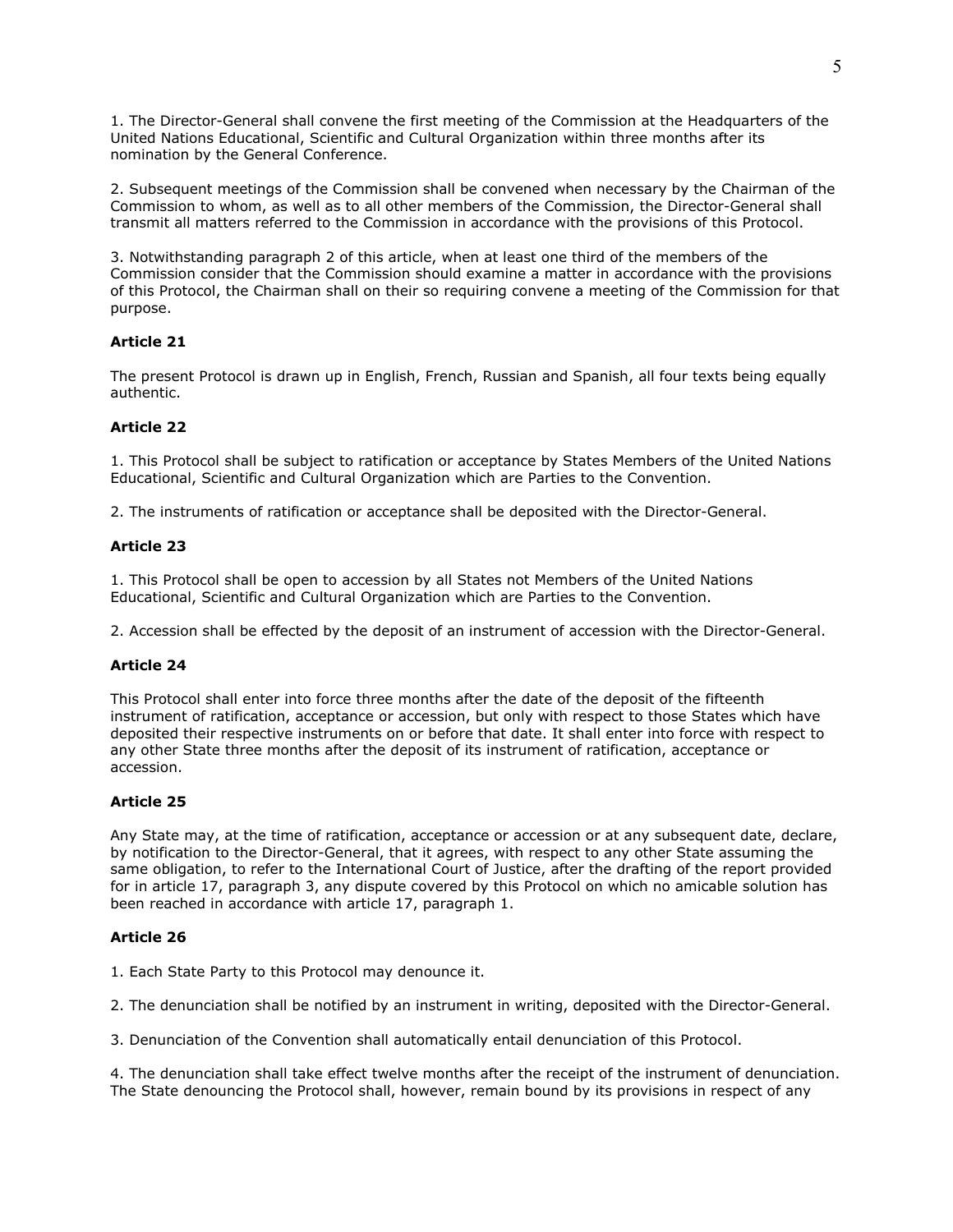1. The Director-General shall convene the first meeting of the Commission at the Headquarters of the United Nations Educational, Scientific and Cultural Organization within three months after its nomination by the General Conference.

2. Subsequent meetings of the Commission shall be convened when necessary by the Chairman of the Commission to whom, as well as to all other members of the Commission, the Director-General shall transmit all matters referred to the Commission in accordance with the provisions of this Protocol.

3. Notwithstanding paragraph 2 of this article, when at least one third of the members of the Commission consider that the Commission should examine a matter in accordance with the provisions of this Protocol, the Chairman shall on their so requiring convene a meeting of the Commission for that purpose.

**Article 21**

The present Protocol is drawn up in English, French, Russian and Spanish, all four texts being equally authentic.

**Article 22**

1. This Protocol shall be subject to ratification or acceptance by States Members of the United Nations Educational, Scientific and Cultural Organization which are Parties to the Convention.

2. The instruments of ratification or acceptance shall be deposited with the Director-General.

**Article 23**

1. This Protocol shall be open to accession by all States not Members of the United Nations Educational, Scientific and Cultural Organization which are Parties to the Convention.

2. Accession shall be effected by the deposit of an instrument of accession with the Director-General.

**Article 24**

This Protocol shall enter into force three months after the date of the deposit of the fifteenth instrument of ratification, acceptance or accession, but only with respect to those States which have deposited their respective instruments on or before that date. It shall enter into force with respect to any other State three months after the deposit of its instrument of ratification, acceptance or accession.

**Article 25**

Any State may, at the time of ratification, acceptance or accession or at any subsequent date, declare, by notification to the Director-General, that it agrees, with respect to any other State assuming the same obligation, to refer to the International Court of Justice, after the drafting of the report provided for in article 17, paragraph 3, any dispute covered by this Protocol on which no amicable solution has been reached in accordance with article 17, paragraph 1.

**Article 26**

1. Each State Party to this Protocol may denounce it.

2. The denunciation shall be notified by an instrument in writing, deposited with the Director-General.

3. Denunciation of the Convention shall automatically entail denunciation of this Protocol.

4. The denunciation shall take effect twelve months after the receipt of the instrument of denunciation. The State denouncing the Protocol shall, however, remain bound by its provisions in respect of any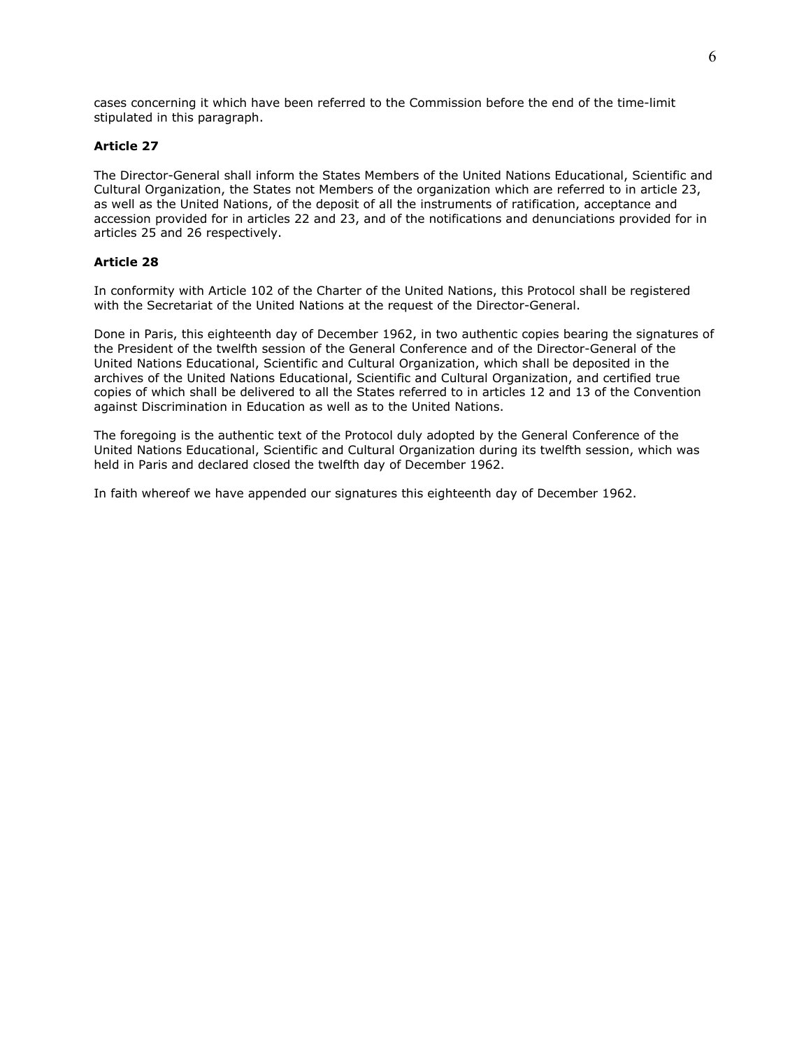cases concerning it which have been referred to the Commission before the end of the time-limit stipulated in this paragraph.

**Article 27**

The Director-General shall inform the States Members of the United Nations Educational, Scientific and Cultural Organization, the States not Members of the organization which are referred to in article 23, as well as the United Nations, of the deposit of all the instruments of ratification, acceptance and accession provided for in articles 22 and 23, and of the notifications and denunciations provided for in articles 25 and 26 respectively.

**Article 28**

In conformity with Article 102 of the Charter of the United Nations, this Protocol shall be registered with the Secretariat of the United Nations at the request of the Director-General.

Done in Paris, this eighteenth day of December 1962, in two authentic copies bearing the signatures of the President of the twelfth session of the General Conference and of the Director-General of the United Nations Educational, Scientific and Cultural Organization, which shall be deposited in the archives of the United Nations Educational, Scientific and Cultural Organization, and certified true copies of which shall be delivered to all the States referred to in articles 12 and 13 of the Convention against Discrimination in Education as well as to the United Nations.

The foregoing is the authentic text of the Protocol duly adopted by the General Conference of the United Nations Educational, Scientific and Cultural Organization during its twelfth session, which was held in Paris and declared closed the twelfth day of December 1962.

In faith whereof we have appended our signatures this eighteenth day of December 1962.